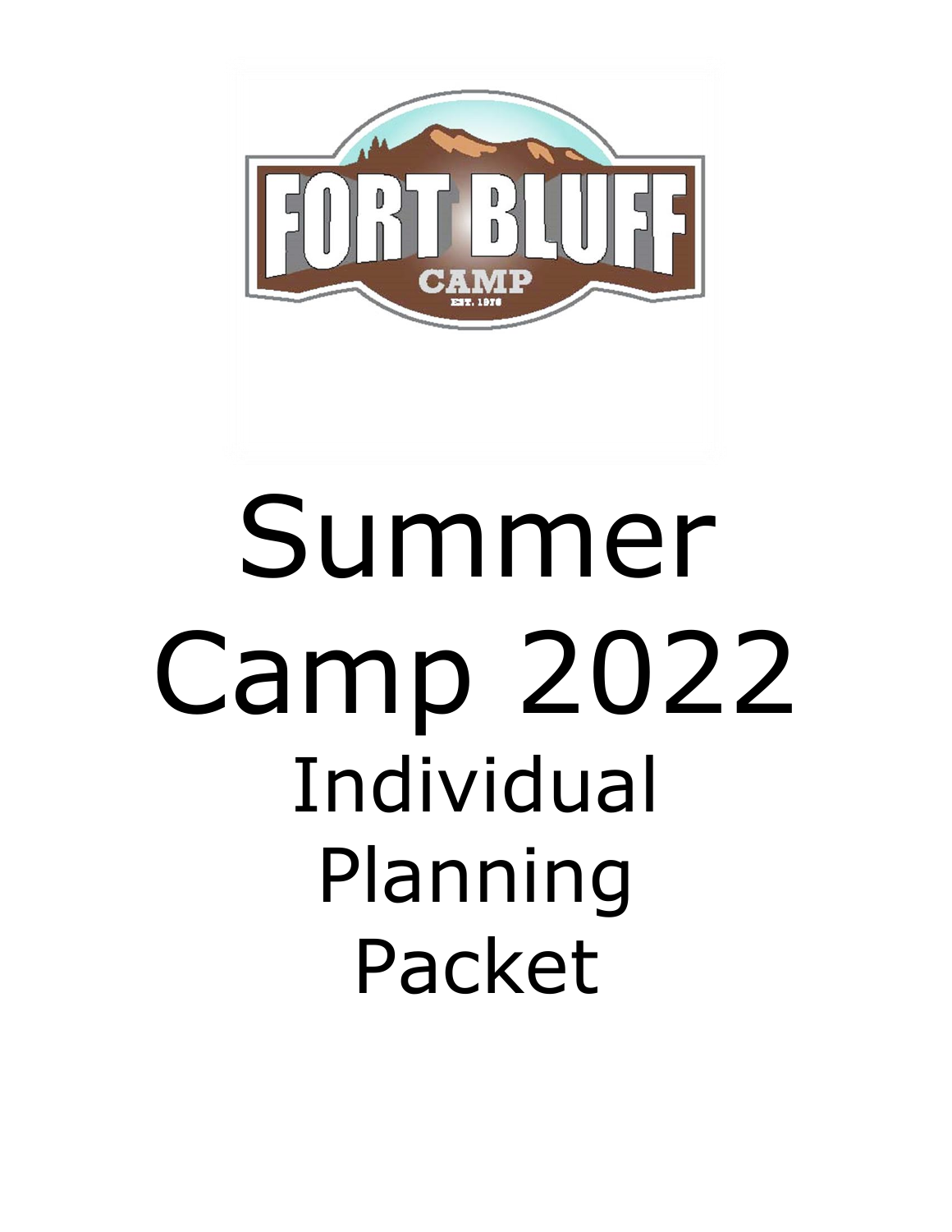FORT BLUFF

CAMP

EST. 1976

# Summer Camp 2022

## Individual Planning Packet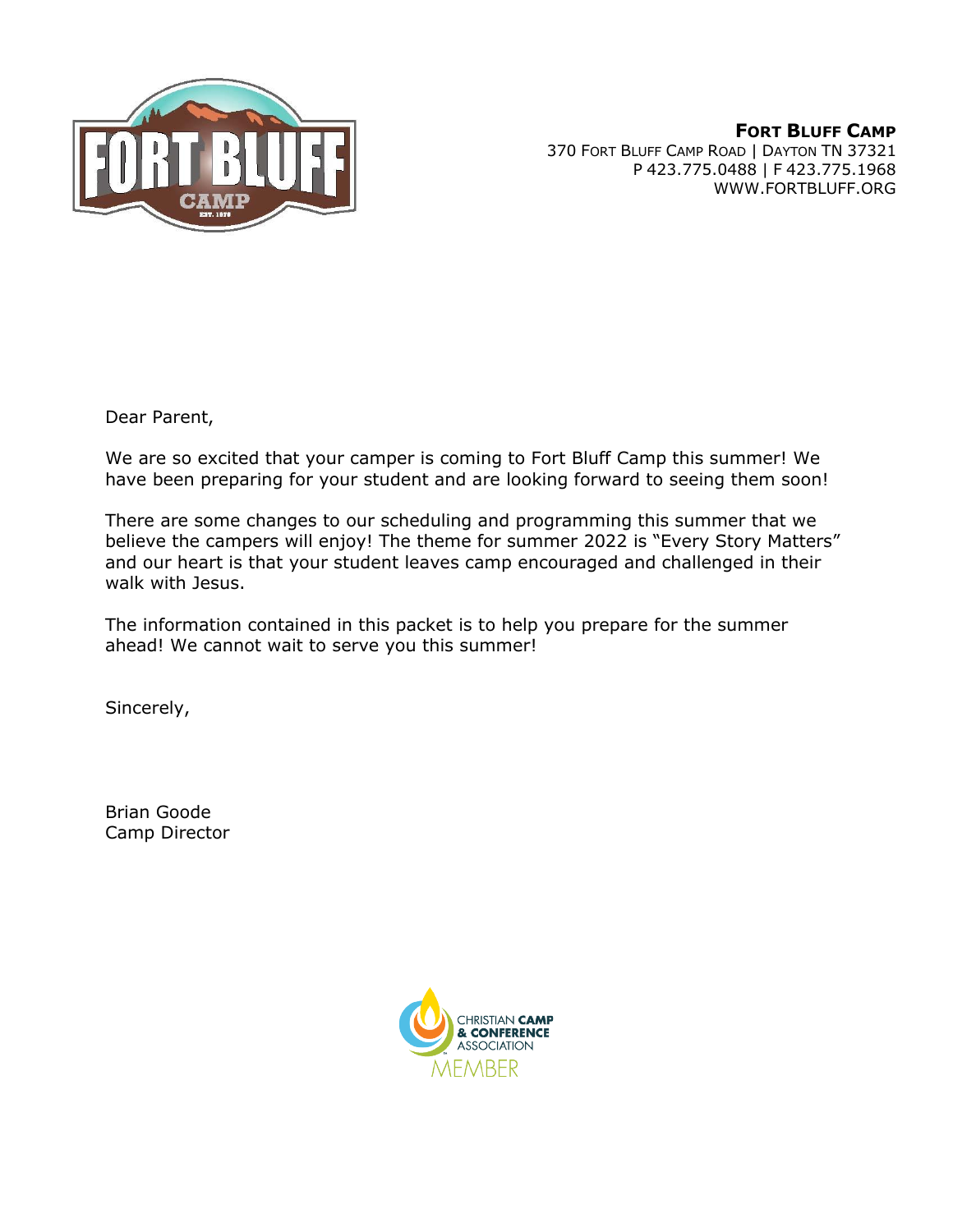**FORT BLUFF CAMP**
370 FORT BLUFF CAMP ROAD | DAYTON TN 37321
P 423.775.0488 | F 423.775.1968
WWW.FORTBLUFF.ORG

Dear Parent,

We are so excited that your camper is coming to Fort Bluff Camp this summer! We have been preparing for your student and are looking forward to seeing them soon!

There are some changes to our scheduling and programming this summer that we believe the campers will enjoy! The theme for summer 2022 is "Every Story Matters" and our heart is that your student leaves camp encouraged and challenged in their walk with Jesus.

The information contained in this packet is to help you prepare for the summer ahead! We cannot wait to serve you this summer!

Sincerely,

Brian Goode
Camp Director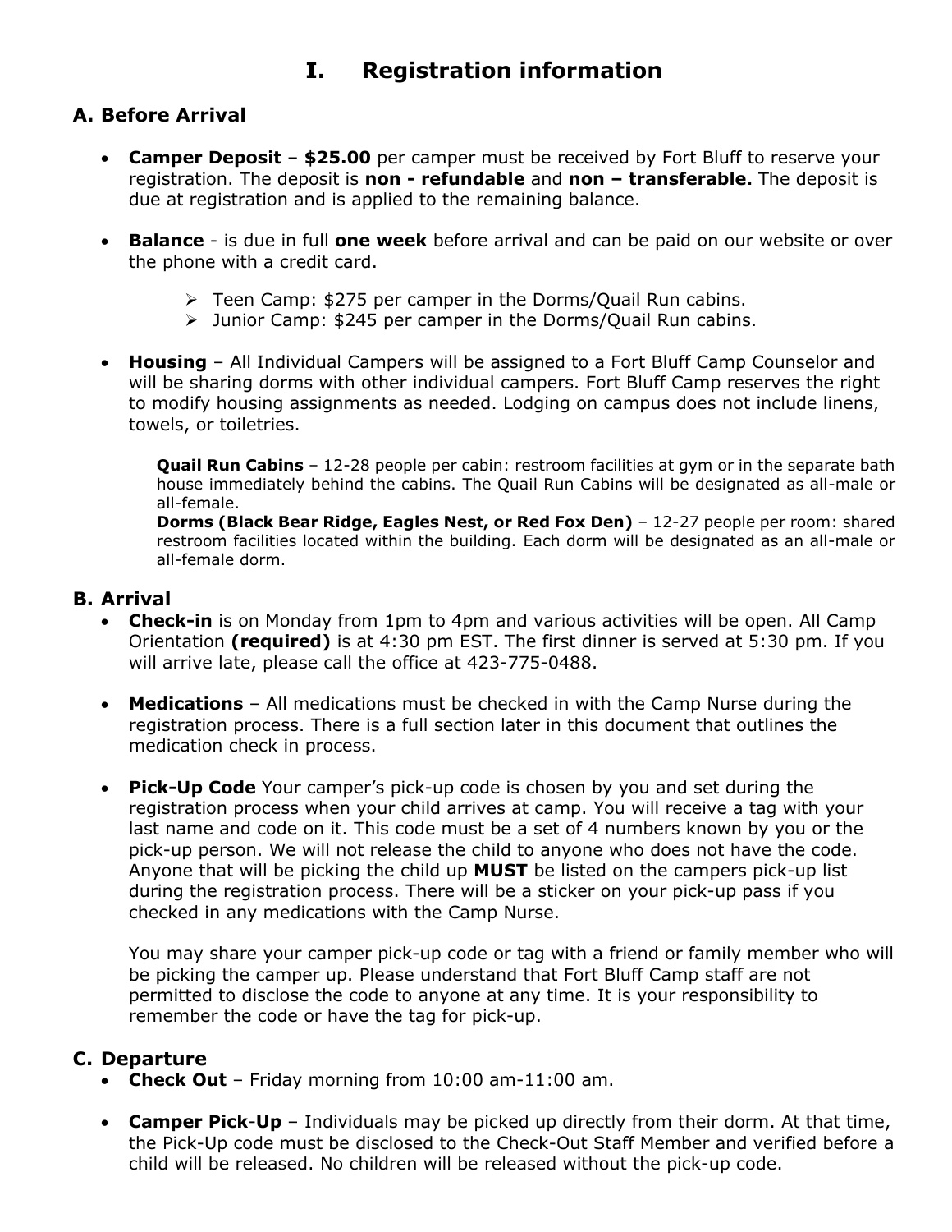# I. Registration information

## A. Before Arrival

- **Camper Deposit** – **$25.00** per camper must be received by Fort Bluff to reserve your registration. The deposit is **non - refundable** and **non – transferable.** The deposit is due at registration and is applied to the remaining balance.

- **Balance** - is due in full **one week** before arrival and can be paid on our website or over the phone with a credit card.

  - Teen Camp: $275 per camper in the Dorms/Quail Run cabins.
  - Junior Camp: $245 per camper in the Dorms/Quail Run cabins.

- **Housing** – All Individual Campers will be assigned to a Fort Bluff Camp Counselor and will be sharing dorms with other individual campers. Fort Bluff Camp reserves the right to modify housing assignments as needed. Lodging on campus does not include linens, towels, or toiletries.

  **Quail Run Cabins** – 12-28 people per cabin: restroom facilities at gym or in the separate bath house immediately behind the cabins. The Quail Run Cabins will be designated as all-male or all-female.
  **Dorms (Black Bear Ridge, Eagles Nest, or Red Fox Den)** – 12-27 people per room: shared restroom facilities located within the building. Each dorm will be designated as an all-male or all-female dorm.

## B. Arrival

- **Check-in** is on Monday from 1pm to 4pm and various activities will be open. All Camp Orientation **(required)** is at 4:30 pm EST. The first dinner is served at 5:30 pm. If you will arrive late, please call the office at 423-775-0488.

- **Medications** – All medications must be checked in with the Camp Nurse during the registration process. There is a full section later in this document that outlines the medication check in process.

- **Pick-Up Code** Your camper's pick-up code is chosen by you and set during the registration process when your child arrives at camp. You will receive a tag with your last name and code on it. This code must be a set of 4 numbers known by you or the pick-up person. We will not release the child to anyone who does not have the code. Anyone that will be picking the child up **MUST** be listed on the campers pick-up list during the registration process. There will be a sticker on your pick-up pass if you checked in any medications with the Camp Nurse.

  You may share your camper pick-up code or tag with a friend or family member who will be picking the camper up. Please understand that Fort Bluff Camp staff are not permitted to disclose the code to anyone at any time. It is your responsibility to remember the code or have the tag for pick-up.

## C. Departure

- **Check Out** – Friday morning from 10:00 am-11:00 am.

- **Camper Pick-Up** – Individuals may be picked up directly from their dorm. At that time, the Pick-Up code must be disclosed to the Check-Out Staff Member and verified before a child will be released. No children will be released without the pick-up code.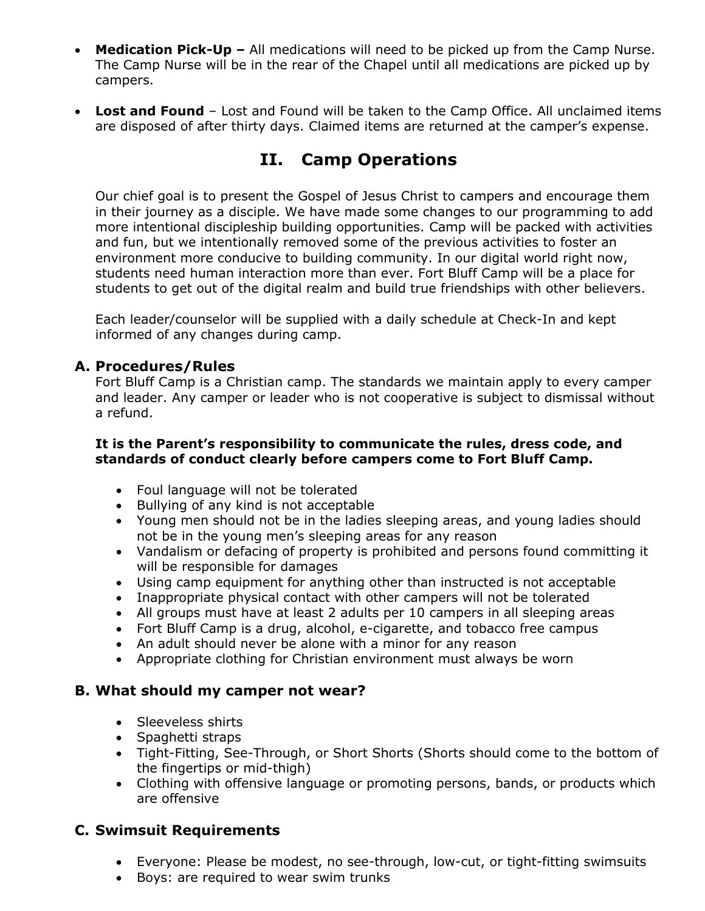- **Medication Pick-Up –** All medications will need to be picked up from the Camp Nurse. The Camp Nurse will be in the rear of the Chapel until all medications are picked up by campers.
- **Lost and Found** – Lost and Found will be taken to the Camp Office. All unclaimed items are disposed of after thirty days. Claimed items are returned at the camper's expense.

# II. Camp Operations

Our chief goal is to present the Gospel of Jesus Christ to campers and encourage them in their journey as a disciple. We have made some changes to our programming to add more intentional discipleship building opportunities. Camp will be packed with activities and fun, but we intentionally removed some of the previous activities to foster an environment more conducive to building community. In our digital world right now, students need human interaction more than ever. Fort Bluff Camp will be a place for students to get out of the digital realm and build true friendships with other believers.

Each leader/counselor will be supplied with a daily schedule at Check-In and kept informed of any changes during camp.

## A. Procedures/Rules

Fort Bluff Camp is a Christian camp. The standards we maintain apply to every camper and leader. Any camper or leader who is not cooperative is subject to dismissal without a refund.

**It is the Parent's responsibility to communicate the rules, dress code, and standards of conduct clearly before campers come to Fort Bluff Camp.**

- Foul language will not be tolerated
- Bullying of any kind is not acceptable
- Young men should not be in the ladies sleeping areas, and young ladies should not be in the young men's sleeping areas for any reason
- Vandalism or defacing of property is prohibited and persons found committing it will be responsible for damages
- Using camp equipment for anything other than instructed is not acceptable
- Inappropriate physical contact with other campers will not be tolerated
- All groups must have at least 2 adults per 10 campers in all sleeping areas
- Fort Bluff Camp is a drug, alcohol, e-cigarette, and tobacco free campus
- An adult should never be alone with a minor for any reason
- Appropriate clothing for Christian environment must always be worn

## B. What should my camper not wear?

- Sleeveless shirts
- Spaghetti straps
- Tight-Fitting, See-Through, or Short Shorts (Shorts should come to the bottom of the fingertips or mid-thigh)
- Clothing with offensive language or promoting persons, bands, or products which are offensive

## C. Swimsuit Requirements

- Everyone: Please be modest, no see-through, low-cut, or tight-fitting swimsuits
- Boys: are required to wear swim trunks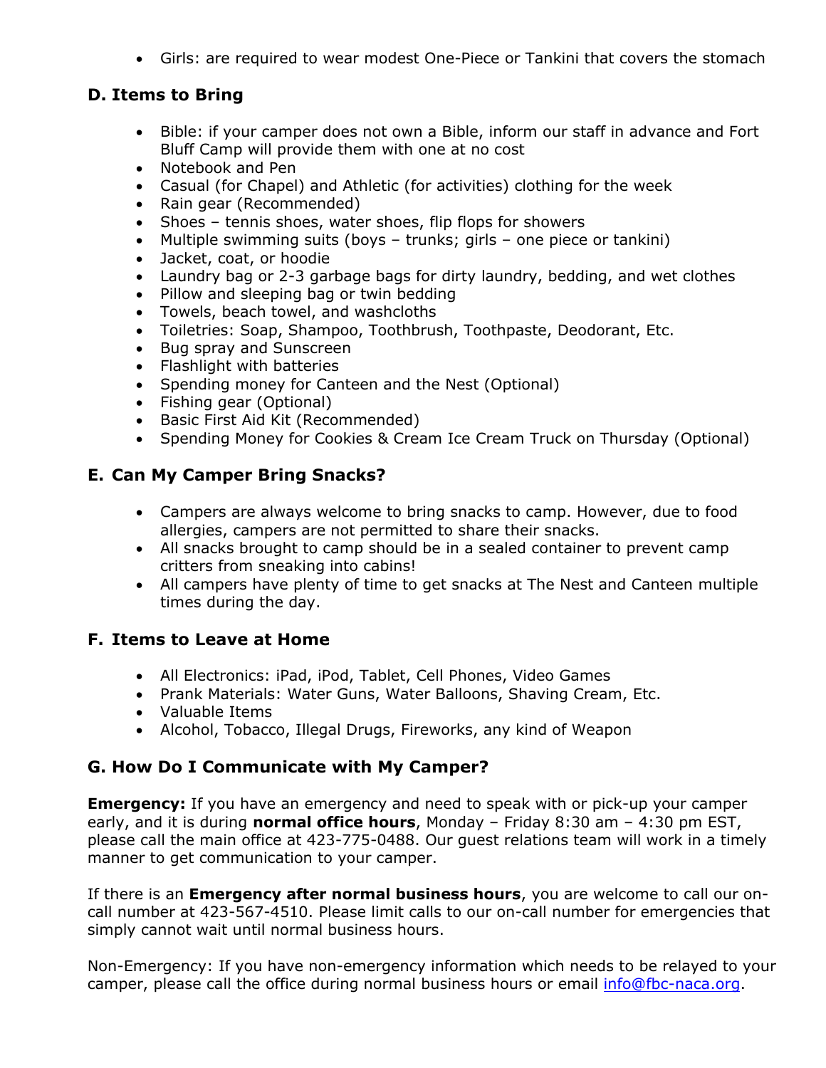- Girls: are required to wear modest One-Piece or Tankini that covers the stomach

## D. Items to Bring

- Bible: if your camper does not own a Bible, inform our staff in advance and Fort Bluff Camp will provide them with one at no cost
- Notebook and Pen
- Casual (for Chapel) and Athletic (for activities) clothing for the week
- Rain gear (Recommended)
- Shoes – tennis shoes, water shoes, flip flops for showers
- Multiple swimming suits (boys – trunks; girls – one piece or tankini)
- Jacket, coat, or hoodie
- Laundry bag or 2-3 garbage bags for dirty laundry, bedding, and wet clothes
- Pillow and sleeping bag or twin bedding
- Towels, beach towel, and washcloths
- Toiletries: Soap, Shampoo, Toothbrush, Toothpaste, Deodorant, Etc.
- Bug spray and Sunscreen
- Flashlight with batteries
- Spending money for Canteen and the Nest (Optional)
- Fishing gear (Optional)
- Basic First Aid Kit (Recommended)
- Spending Money for Cookies & Cream Ice Cream Truck on Thursday (Optional)

## E. Can My Camper Bring Snacks?

- Campers are always welcome to bring snacks to camp. However, due to food allergies, campers are not permitted to share their snacks.
- All snacks brought to camp should be in a sealed container to prevent camp critters from sneaking into cabins!
- All campers have plenty of time to get snacks at The Nest and Canteen multiple times during the day.

## F. Items to Leave at Home

- All Electronics: iPad, iPod, Tablet, Cell Phones, Video Games
- Prank Materials: Water Guns, Water Balloons, Shaving Cream, Etc.
- Valuable Items
- Alcohol, Tobacco, Illegal Drugs, Fireworks, any kind of Weapon

## G. How Do I Communicate with My Camper?

**Emergency:** If you have an emergency and need to speak with or pick-up your camper early, and it is during **normal office hours**, Monday – Friday 8:30 am – 4:30 pm EST, please call the main office at 423-775-0488. Our guest relations team will work in a timely manner to get communication to your camper.

If there is an **Emergency after normal business hours**, you are welcome to call our on-call number at 423-567-4510. Please limit calls to our on-call number for emergencies that simply cannot wait until normal business hours.

Non-Emergency: If you have non-emergency information which needs to be relayed to your camper, please call the office during normal business hours or email info@fbc-naca.org.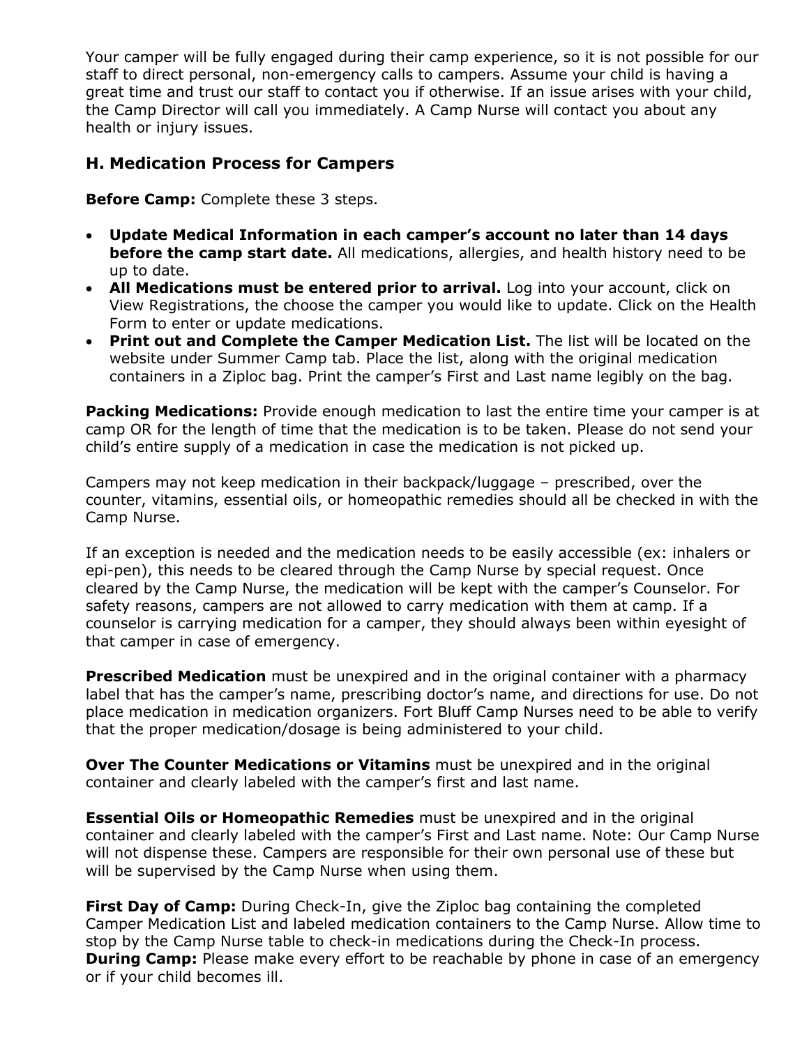Your camper will be fully engaged during their camp experience, so it is not possible for our staff to direct personal, non-emergency calls to campers. Assume your child is having a great time and trust our staff to contact you if otherwise. If an issue arises with your child, the Camp Director will call you immediately. A Camp Nurse will contact you about any health or injury issues.

## H. Medication Process for Campers

**Before Camp:** Complete these 3 steps.

- **Update Medical Information in each camper's account no later than 14 days before the camp start date.** All medications, allergies, and health history need to be up to date.
- **All Medications must be entered prior to arrival.** Log into your account, click on View Registrations, the choose the camper you would like to update. Click on the Health Form to enter or update medications.
- **Print out and Complete the Camper Medication List.** The list will be located on the website under Summer Camp tab. Place the list, along with the original medication containers in a Ziploc bag. Print the camper's First and Last name legibly on the bag.

**Packing Medications:** Provide enough medication to last the entire time your camper is at camp OR for the length of time that the medication is to be taken. Please do not send your child's entire supply of a medication in case the medication is not picked up.

Campers may not keep medication in their backpack/luggage – prescribed, over the counter, vitamins, essential oils, or homeopathic remedies should all be checked in with the Camp Nurse.

If an exception is needed and the medication needs to be easily accessible (ex: inhalers or epi-pen), this needs to be cleared through the Camp Nurse by special request. Once cleared by the Camp Nurse, the medication will be kept with the camper's Counselor. For safety reasons, campers are not allowed to carry medication with them at camp. If a counselor is carrying medication for a camper, they should always been within eyesight of that camper in case of emergency.

**Prescribed Medication** must be unexpired and in the original container with a pharmacy label that has the camper's name, prescribing doctor's name, and directions for use. Do not place medication in medication organizers. Fort Bluff Camp Nurses need to be able to verify that the proper medication/dosage is being administered to your child.

**Over The Counter Medications or Vitamins** must be unexpired and in the original container and clearly labeled with the camper's first and last name.

**Essential Oils or Homeopathic Remedies** must be unexpired and in the original container and clearly labeled with the camper's First and Last name. Note: Our Camp Nurse will not dispense these. Campers are responsible for their own personal use of these but will be supervised by the Camp Nurse when using them.

**First Day of Camp:** During Check-In, give the Ziploc bag containing the completed Camper Medication List and labeled medication containers to the Camp Nurse. Allow time to stop by the Camp Nurse table to check-in medications during the Check-In process.
**During Camp:** Please make every effort to be reachable by phone in case of an emergency or if your child becomes ill.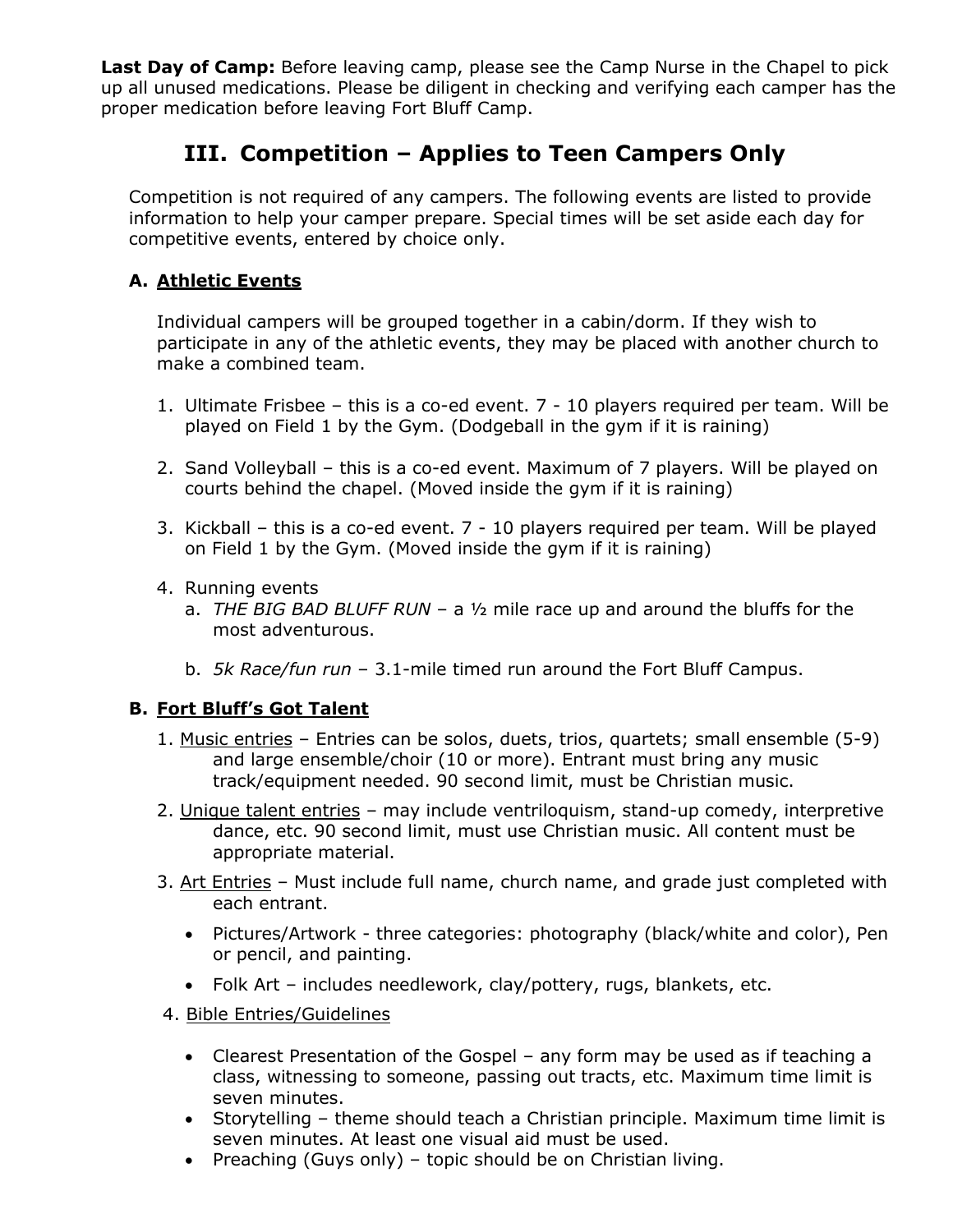**Last Day of Camp:** Before leaving camp, please see the Camp Nurse in the Chapel to pick up all unused medications. Please be diligent in checking and verifying each camper has the proper medication before leaving Fort Bluff Camp.

## III. Competition – Applies to Teen Campers Only

Competition is not required of any campers. The following events are listed to provide information to help your camper prepare. Special times will be set aside each day for competitive events, entered by choice only.

### A. <u>Athletic Events</u>

Individual campers will be grouped together in a cabin/dorm. If they wish to participate in any of the athletic events, they may be placed with another church to make a combined team.

1. Ultimate Frisbee – this is a co-ed event. 7 - 10 players required per team. Will be played on Field 1 by the Gym. (Dodgeball in the gym if it is raining)

2. Sand Volleyball – this is a co-ed event. Maximum of 7 players. Will be played on courts behind the chapel. (Moved inside the gym if it is raining)

3. Kickball – this is a co-ed event. 7 - 10 players required per team. Will be played on Field 1 by the Gym. (Moved inside the gym if it is raining)

4. Running events
   a. *THE BIG BAD BLUFF RUN* – a ½ mile race up and around the bluffs for the most adventurous.

   b. *5k Race/fun run* – 3.1-mile timed run around the Fort Bluff Campus.

### B. <u>Fort Bluff's Got Talent</u>

1. <u>Music entries</u> – Entries can be solos, duets, trios, quartets; small ensemble (5-9) and large ensemble/choir (10 or more). Entrant must bring any music track/equipment needed. 90 second limit, must be Christian music.
2. <u>Unique talent entries</u> – may include ventriloquism, stand-up comedy, interpretive dance, etc. 90 second limit, must use Christian music. All content must be appropriate material.
3. <u>Art Entries</u> – Must include full name, church name, and grade just completed with each entrant.
   - Pictures/Artwork - three categories: photography (black/white and color), Pen or pencil, and painting.
   - Folk Art – includes needlework, clay/pottery, rugs, blankets, etc.
4. <u>Bible Entries/Guidelines</u>
   - Clearest Presentation of the Gospel – any form may be used as if teaching a class, witnessing to someone, passing out tracts, etc. Maximum time limit is seven minutes.
   - Storytelling – theme should teach a Christian principle. Maximum time limit is seven minutes. At least one visual aid must be used.
   - Preaching (Guys only) – topic should be on Christian living.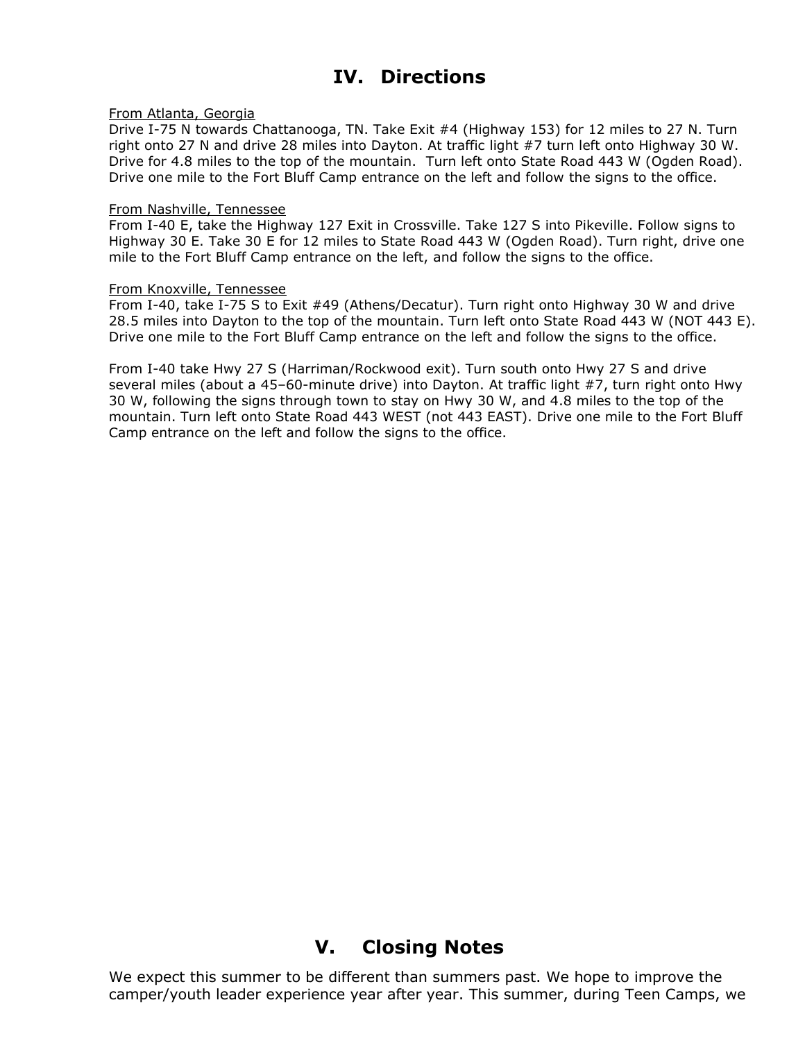# IV. Directions

<u>From Atlanta, Georgia</u>
Drive I-75 N towards Chattanooga, TN. Take Exit #4 (Highway 153) for 12 miles to 27 N. Turn right onto 27 N and drive 28 miles into Dayton. At traffic light #7 turn left onto Highway 30 W. Drive for 4.8 miles to the top of the mountain. Turn left onto State Road 443 W (Ogden Road). Drive one mile to the Fort Bluff Camp entrance on the left and follow the signs to the office.

<u>From Nashville, Tennessee</u>
From I-40 E, take the Highway 127 Exit in Crossville. Take 127 S into Pikeville. Follow signs to Highway 30 E. Take 30 E for 12 miles to State Road 443 W (Ogden Road). Turn right, drive one mile to the Fort Bluff Camp entrance on the left, and follow the signs to the office.

<u>From Knoxville, Tennessee</u>
From I-40, take I-75 S to Exit #49 (Athens/Decatur). Turn right onto Highway 30 W and drive 28.5 miles into Dayton to the top of the mountain. Turn left onto State Road 443 W (NOT 443 E). Drive one mile to the Fort Bluff Camp entrance on the left and follow the signs to the office.

From I-40 take Hwy 27 S (Harriman/Rockwood exit). Turn south onto Hwy 27 S and drive several miles (about a 45–60-minute drive) into Dayton. At traffic light #7, turn right onto Hwy 30 W, following the signs through town to stay on Hwy 30 W, and 4.8 miles to the top of the mountain. Turn left onto State Road 443 WEST (not 443 EAST). Drive one mile to the Fort Bluff Camp entrance on the left and follow the signs to the office.

# V. Closing Notes

We expect this summer to be different than summers past. We hope to improve the camper/youth leader experience year after year. This summer, during Teen Camps, we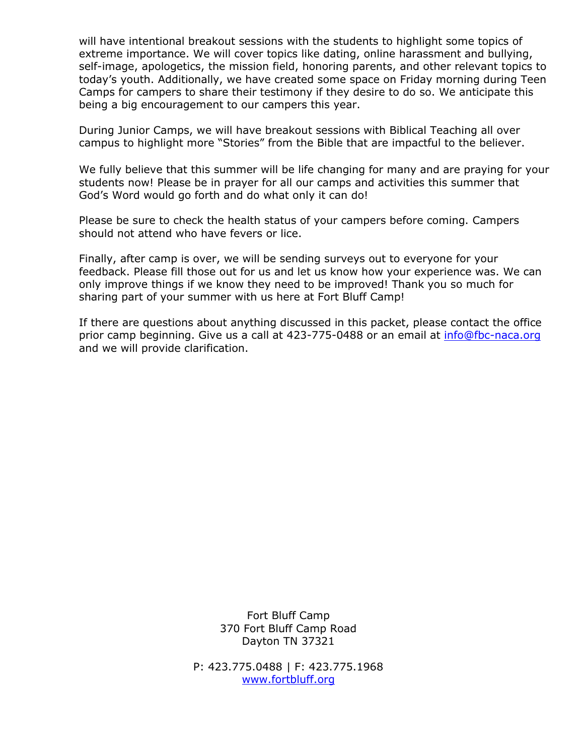will have intentional breakout sessions with the students to highlight some topics of extreme importance. We will cover topics like dating, online harassment and bullying, self-image, apologetics, the mission field, honoring parents, and other relevant topics to today's youth. Additionally, we have created some space on Friday morning during Teen Camps for campers to share their testimony if they desire to do so. We anticipate this being a big encouragement to our campers this year.

During Junior Camps, we will have breakout sessions with Biblical Teaching all over campus to highlight more "Stories" from the Bible that are impactful to the believer.

We fully believe that this summer will be life changing for many and are praying for your students now! Please be in prayer for all our camps and activities this summer that God's Word would go forth and do what only it can do!

Please be sure to check the health status of your campers before coming. Campers should not attend who have fevers or lice.

Finally, after camp is over, we will be sending surveys out to everyone for your feedback. Please fill those out for us and let us know how your experience was. We can only improve things if we know they need to be improved! Thank you so much for sharing part of your summer with us here at Fort Bluff Camp!

If there are questions about anything discussed in this packet, please contact the office prior camp beginning. Give us a call at 423-775-0488 or an email at info@fbc-naca.org and we will provide clarification.

Fort Bluff Camp
370 Fort Bluff Camp Road
Dayton TN 37321

P: 423.775.0488 | F: 423.775.1968
www.fortbluff.org